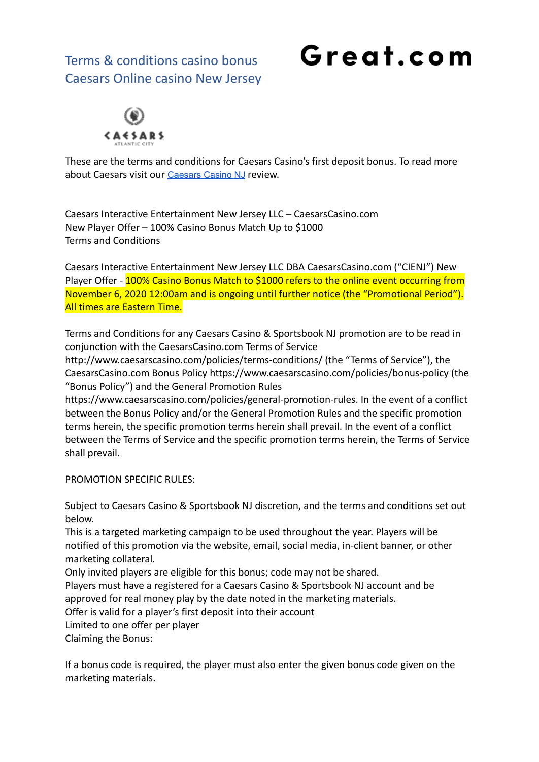# Terms & conditions casino bonus Caesars Online casino New Jersey

**Great.com**

These are the terms and conditions for Caesars Casino's first deposit bonus. To read more about Caesars visit our [Caesars Casino NJ]() review.

Caesars Interactive Entertainment New Jersey LLC – CaesarsCasino.com
New Player Offer – 100% Casino Bonus Match Up to $1000
Terms and Conditions

Caesars Interactive Entertainment New Jersey LLC DBA CaesarsCasino.com ("CIENJ") New Player Offer - 100% Casino Bonus Match to $1000 refers to the online event occurring from November 6, 2020 12:00am and is ongoing until further notice (the "Promotional Period"). All times are Eastern Time.

Terms and Conditions for any Caesars Casino & Sportsbook NJ promotion are to be read in conjunction with the CaesarsCasino.com Terms of Service http://www.caesarscasino.com/policies/terms-conditions/ (the "Terms of Service"), the CaesarsCasino.com Bonus Policy https://www.caesarscasino.com/policies/bonus-policy (the "Bonus Policy") and the General Promotion Rules https://www.caesarscasino.com/policies/general-promotion-rules. In the event of a conflict between the Bonus Policy and/or the General Promotion Rules and the specific promotion terms herein, the specific promotion terms herein shall prevail. In the event of a conflict between the Terms of Service and the specific promotion terms herein, the Terms of Service shall prevail.

PROMOTION SPECIFIC RULES:

Subject to Caesars Casino & Sportsbook NJ discretion, and the terms and conditions set out below.
This is a targeted marketing campaign to be used throughout the year. Players will be notified of this promotion via the website, email, social media, in-client banner, or other marketing collateral.
Only invited players are eligible for this bonus; code may not be shared.
Players must have a registered for a Caesars Casino & Sportsbook NJ account and be approved for real money play by the date noted in the marketing materials.
Offer is valid for a player's first deposit into their account
Limited to one offer per player
Claiming the Bonus:

If a bonus code is required, the player must also enter the given bonus code given on the marketing materials.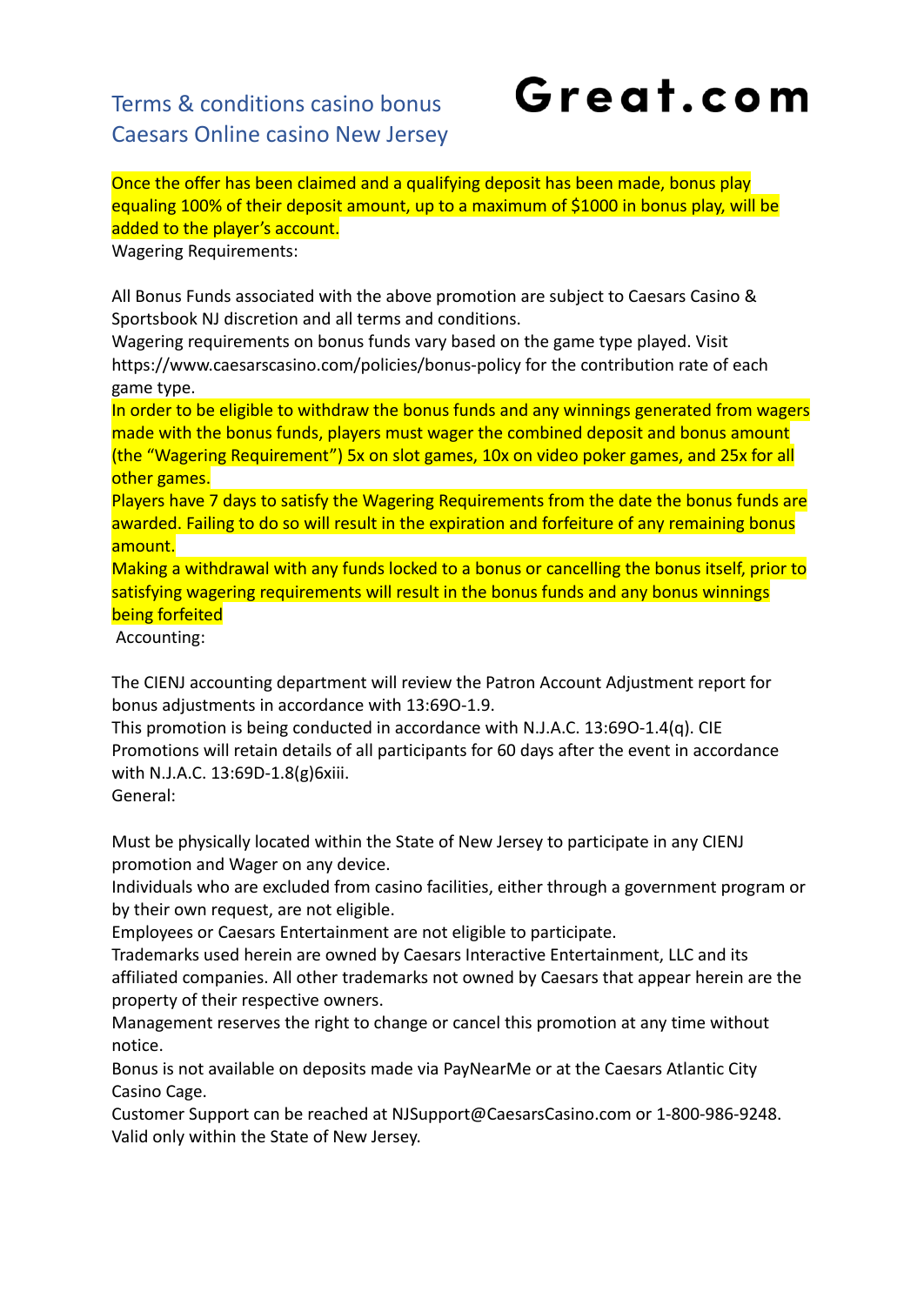# Terms & conditions casino bonus Caesars Online casino New Jersey

**Great.com**

Once the offer has been claimed and a qualifying deposit has been made, bonus play equaling 100% of their deposit amount, up to a maximum of $1000 in bonus play, will be added to the player's account.

Wagering Requirements:

All Bonus Funds associated with the above promotion are subject to Caesars Casino & Sportsbook NJ discretion and all terms and conditions.

Wagering requirements on bonus funds vary based on the game type played. Visit https://www.caesarscasino.com/policies/bonus-policy for the contribution rate of each game type.

In order to be eligible to withdraw the bonus funds and any winnings generated from wagers made with the bonus funds, players must wager the combined deposit and bonus amount (the "Wagering Requirement") 5x on slot games, 10x on video poker games, and 25x for all other games.

Players have 7 days to satisfy the Wagering Requirements from the date the bonus funds are awarded. Failing to do so will result in the expiration and forfeiture of any remaining bonus amount.

Making a withdrawal with any funds locked to a bonus or cancelling the bonus itself, prior to satisfying wagering requirements will result in the bonus funds and any bonus winnings being forfeited

Accounting:

The CIENJ accounting department will review the Patron Account Adjustment report for bonus adjustments in accordance with 13:69O-1.9.

This promotion is being conducted in accordance with N.J.A.C. 13:69O-1.4(q). CIE Promotions will retain details of all participants for 60 days after the event in accordance with N.J.A.C. 13:69D-1.8(g)6xiii.

General:

Must be physically located within the State of New Jersey to participate in any CIENJ promotion and Wager on any device.

Individuals who are excluded from casino facilities, either through a government program or by their own request, are not eligible.

Employees or Caesars Entertainment are not eligible to participate.

Trademarks used herein are owned by Caesars Interactive Entertainment, LLC and its affiliated companies. All other trademarks not owned by Caesars that appear herein are the property of their respective owners.

Management reserves the right to change or cancel this promotion at any time without notice.

Bonus is not available on deposits made via PayNearMe or at the Caesars Atlantic City Casino Cage.

Customer Support can be reached at NJSupport@CaesarsCasino.com or 1-800-986-9248.

Valid only within the State of New Jersey.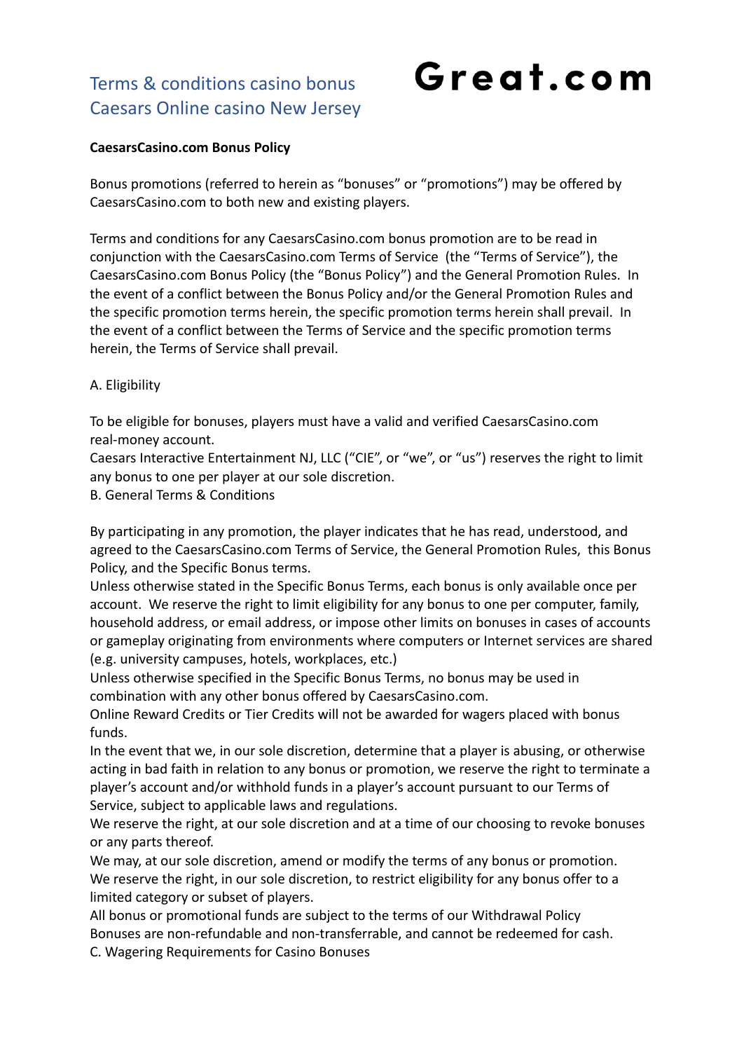# Terms & conditions casino bonus Caesars Online casino New Jersey

**Great.com**

**CaesarsCasino.com Bonus Policy**

Bonus promotions (referred to herein as "bonuses" or "promotions") may be offered by CaesarsCasino.com to both new and existing players.

Terms and conditions for any CaesarsCasino.com bonus promotion are to be read in conjunction with the CaesarsCasino.com Terms of Service (the "Terms of Service"), the CaesarsCasino.com Bonus Policy (the "Bonus Policy") and the General Promotion Rules. In the event of a conflict between the Bonus Policy and/or the General Promotion Rules and the specific promotion terms herein, the specific promotion terms herein shall prevail. In the event of a conflict between the Terms of Service and the specific promotion terms herein, the Terms of Service shall prevail.

A. Eligibility

To be eligible for bonuses, players must have a valid and verified CaesarsCasino.com real-money account.
Caesars Interactive Entertainment NJ, LLC ("CIE", or "we", or "us") reserves the right to limit any bonus to one per player at our sole discretion.
B. General Terms & Conditions

By participating in any promotion, the player indicates that he has read, understood, and agreed to the CaesarsCasino.com Terms of Service, the General Promotion Rules, this Bonus Policy, and the Specific Bonus terms.
Unless otherwise stated in the Specific Bonus Terms, each bonus is only available once per account. We reserve the right to limit eligibility for any bonus to one per computer, family, household address, or email address, or impose other limits on bonuses in cases of accounts or gameplay originating from environments where computers or Internet services are shared (e.g. university campuses, hotels, workplaces, etc.)
Unless otherwise specified in the Specific Bonus Terms, no bonus may be used in combination with any other bonus offered by CaesarsCasino.com.
Online Reward Credits or Tier Credits will not be awarded for wagers placed with bonus funds.
In the event that we, in our sole discretion, determine that a player is abusing, or otherwise acting in bad faith in relation to any bonus or promotion, we reserve the right to terminate a player's account and/or withhold funds in a player's account pursuant to our Terms of Service, subject to applicable laws and regulations.
We reserve the right, at our sole discretion and at a time of our choosing to revoke bonuses or any parts thereof.
We may, at our sole discretion, amend or modify the terms of any bonus or promotion.
We reserve the right, in our sole discretion, to restrict eligibility for any bonus offer to a limited category or subset of players.
All bonus or promotional funds are subject to the terms of our Withdrawal Policy
Bonuses are non-refundable and non-transferrable, and cannot be redeemed for cash.
C. Wagering Requirements for Casino Bonuses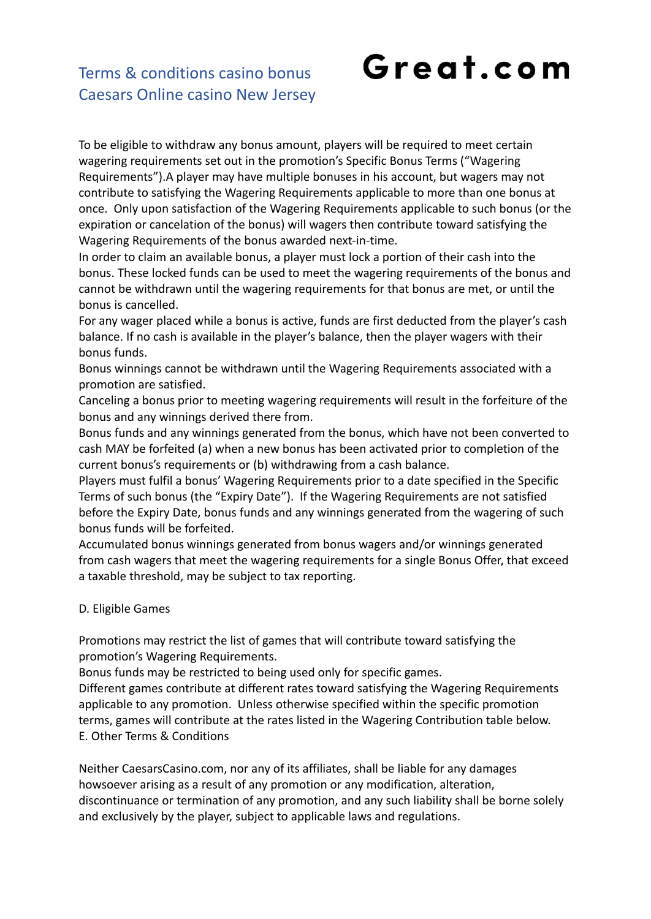To be eligible to withdraw any bonus amount, players will be required to meet certain wagering requirements set out in the promotion's Specific Bonus Terms ("Wagering Requirements").A player may have multiple bonuses in his account, but wagers may not contribute to satisfying the Wagering Requirements applicable to more than one bonus at once. Only upon satisfaction of the Wagering Requirements applicable to such bonus (or the expiration or cancelation of the bonus) will wagers then contribute toward satisfying the Wagering Requirements of the bonus awarded next-in-time.

In order to claim an available bonus, a player must lock a portion of their cash into the bonus. These locked funds can be used to meet the wagering requirements of the bonus and cannot be withdrawn until the wagering requirements for that bonus are met, or until the bonus is cancelled.

For any wager placed while a bonus is active, funds are first deducted from the player's cash balance. If no cash is available in the player's balance, then the player wagers with their bonus funds.

Bonus winnings cannot be withdrawn until the Wagering Requirements associated with a promotion are satisfied.

Canceling a bonus prior to meeting wagering requirements will result in the forfeiture of the bonus and any winnings derived there from.

Bonus funds and any winnings generated from the bonus, which have not been converted to cash MAY be forfeited (a) when a new bonus has been activated prior to completion of the current bonus's requirements or (b) withdrawing from a cash balance.

Players must fulfil a bonus' Wagering Requirements prior to a date specified in the Specific Terms of such bonus (the "Expiry Date"). If the Wagering Requirements are not satisfied before the Expiry Date, bonus funds and any winnings generated from the wagering of such bonus funds will be forfeited.

Accumulated bonus winnings generated from bonus wagers and/or winnings generated from cash wagers that meet the wagering requirements for a single Bonus Offer, that exceed a taxable threshold, may be subject to tax reporting.

## D. Eligible Games

Promotions may restrict the list of games that will contribute toward satisfying the promotion's Wagering Requirements.

Bonus funds may be restricted to being used only for specific games.

Different games contribute at different rates toward satisfying the Wagering Requirements applicable to any promotion. Unless otherwise specified within the specific promotion terms, games will contribute at the rates listed in the Wagering Contribution table below.

## E. Other Terms & Conditions

Neither CaesarsCasino.com, nor any of its affiliates, shall be liable for any damages howsoever arising as a result of any promotion or any modification, alteration, discontinuance or termination of any promotion, and any such liability shall be borne solely and exclusively by the player, subject to applicable laws and regulations.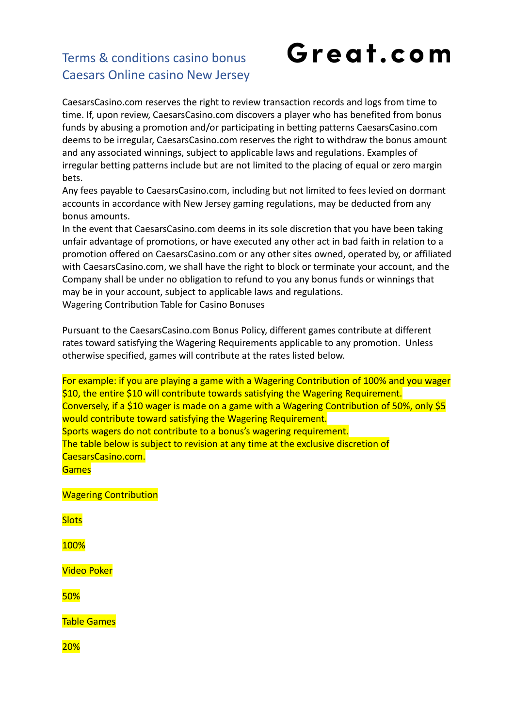Terms & conditions casino bonus
Caesars Online casino New Jersey

**Great.com**

CaesarsCasino.com reserves the right to review transaction records and logs from time to time. If, upon review, CaesarsCasino.com discovers a player who has benefited from bonus funds by abusing a promotion and/or participating in betting patterns CaesarsCasino.com deems to be irregular, CaesarsCasino.com reserves the right to withdraw the bonus amount and any associated winnings, subject to applicable laws and regulations. Examples of irregular betting patterns include but are not limited to the placing of equal or zero margin bets.

Any fees payable to CaesarsCasino.com, including but not limited to fees levied on dormant accounts in accordance with New Jersey gaming regulations, may be deducted from any bonus amounts.

In the event that CaesarsCasino.com deems in its sole discretion that you have been taking unfair advantage of promotions, or have executed any other act in bad faith in relation to a promotion offered on CaesarsCasino.com or any other sites owned, operated by, or affiliated with CaesarsCasino.com, we shall have the right to block or terminate your account, and the Company shall be under no obligation to refund to you any bonus funds or winnings that may be in your account, subject to applicable laws and regulations.

Wagering Contribution Table for Casino Bonuses

Pursuant to the CaesarsCasino.com Bonus Policy, different games contribute at different rates toward satisfying the Wagering Requirements applicable to any promotion. Unless otherwise specified, games will contribute at the rates listed below.

For example: if you are playing a game with a Wagering Contribution of 100% and you wager $10, the entire $10 will contribute towards satisfying the Wagering Requirement.
Conversely, if a $10 wager is made on a game with a Wagering Contribution of 50%, only $5 would contribute toward satisfying the Wagering Requirement.
Sports wagers do not contribute to a bonus's wagering requirement.
The table below is subject to revision at any time at the exclusive discretion of CaesarsCasino.com.

| Games | Wagering Contribution |
|---|---|
| Slots | 100% |
| Video Poker | 50% |
| Table Games | 20% |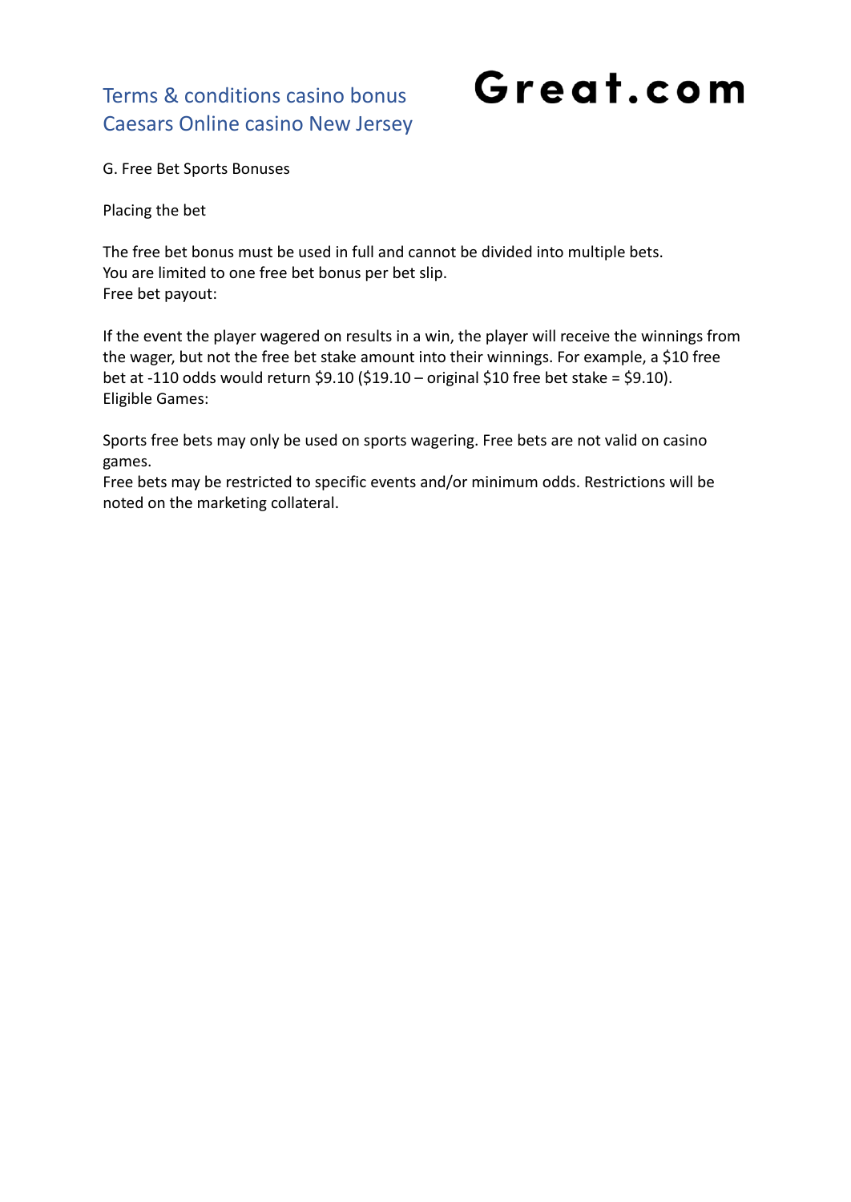G. Free Bet Sports Bonuses

Placing the bet

The free bet bonus must be used in full and cannot be divided into multiple bets.
You are limited to one free bet bonus per bet slip.
Free bet payout:

If the event the player wagered on results in a win, the player will receive the winnings from the wager, but not the free bet stake amount into their winnings. For example, a $10 free bet at -110 odds would return $9.10 ($19.10 – original $10 free bet stake = $9.10).
Eligible Games:

Sports free bets may only be used on sports wagering. Free bets are not valid on casino games.
Free bets may be restricted to specific events and/or minimum odds. Restrictions will be noted on the marketing collateral.